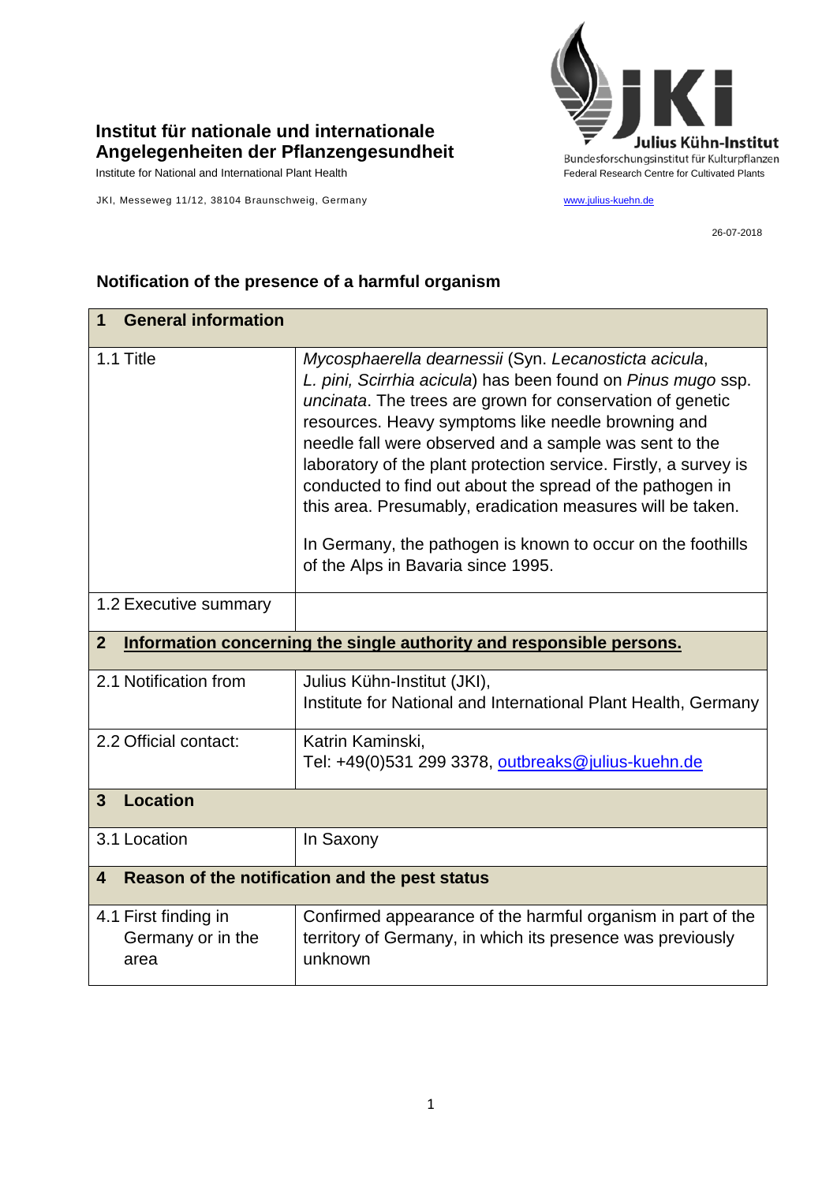**Institut für nationale und internationale Angelegenheiten der Pflanzengesundheit**

Institute for National and International Plant Health

JKI, Messeweg 11/12, 38104 Braunschweig, Germany

Julius Kühn-Institut
Bundesforschungsinstitut für Kulturpflanzen
Federal Research Centre for Cultivated Plants

www.julius-kuehn.de

26-07-2018

## Notification of the presence of a harmful organism

| **1 General information** | |
|---|---|
| 1.1 Title | *Mycosphaerella dearnessii* (Syn. *Lecanosticta acicula*, *L. pini, Scirrhia acicula*) has been found on *Pinus mugo* ssp. *uncinata*. The trees are grown for conservation of genetic resources. Heavy symptoms like needle browning and needle fall were observed and a sample was sent to the laboratory of the plant protection service. Firstly, a survey is conducted to find out about the spread of the pathogen in this area. Presumably, eradication measures will be taken.<br><br>In Germany, the pathogen is known to occur on the foothills of the Alps in Bavaria since 1995. |
| 1.2 Executive summary | |
| **2 Information concerning the single authority and responsible persons.** | |
| 2.1 Notification from | Julius Kühn-Institut (JKI),<br>Institute for National and International Plant Health, Germany |
| 2.2 Official contact: | Katrin Kaminski,<br>Tel: +49(0)531 299 3378, outbreaks@julius-kuehn.de |
| **3 Location** | |
| 3.1 Location | In Saxony |
| **4 Reason of the notification and the pest status** | |
| 4.1 First finding in Germany or in the area | Confirmed appearance of the harmful organism in part of the territory of Germany, in which its presence was previously unknown |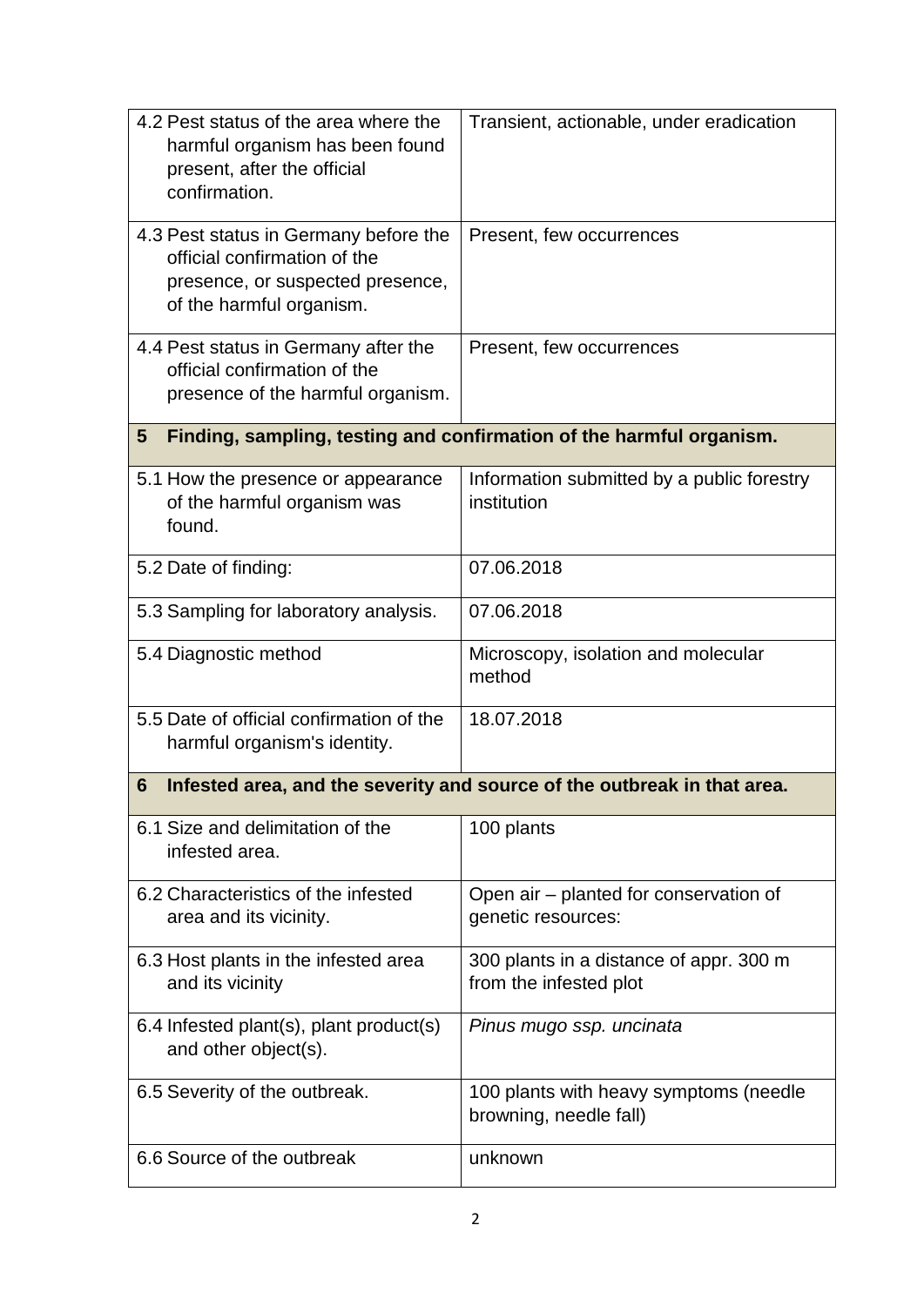| | |
|---|---|
| 4.2 Pest status of the area where the harmful organism has been found present, after the official confirmation. | Transient, actionable, under eradication |
| 4.3 Pest status in Germany before the official confirmation of the presence, or suspected presence, of the harmful organism. | Present, few occurrences |
| 4.4 Pest status in Germany after the official confirmation of the presence of the harmful organism. | Present, few occurrences |
| **5 Finding, sampling, testing and confirmation of the harmful organism.** | |
| 5.1 How the presence or appearance of the harmful organism was found. | Information submitted by a public forestry institution |
| 5.2 Date of finding: | 07.06.2018 |
| 5.3 Sampling for laboratory analysis. | 07.06.2018 |
| 5.4 Diagnostic method | Microscopy, isolation and molecular method |
| 5.5 Date of official confirmation of the harmful organism's identity. | 18.07.2018 |
| **6 Infested area, and the severity and source of the outbreak in that area.** | |
| 6.1 Size and delimitation of the infested area. | 100 plants |
| 6.2 Characteristics of the infested area and its vicinity. | Open air – planted for conservation of genetic resources: |
| 6.3 Host plants in the infested area and its vicinity | 300 plants in a distance of appr. 300 m from the infested plot |
| 6.4 Infested plant(s), plant product(s) and other object(s). | *Pinus mugo ssp. uncinata* |
| 6.5 Severity of the outbreak. | 100 plants with heavy symptoms (needle browning, needle fall) |
| 6.6 Source of the outbreak | unknown |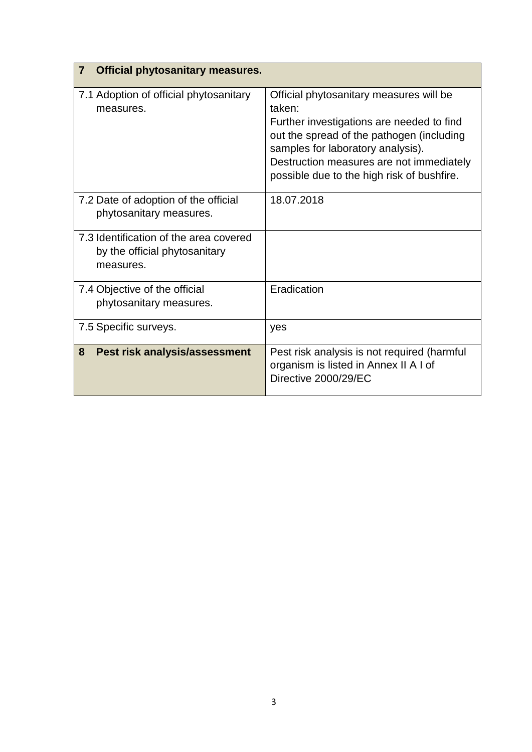| 7 **Official phytosanitary measures.** | |
|---|---|
| 7.1 Adoption of official phytosanitary measures. | Official phytosanitary measures will be taken:<br>Further investigations are needed to find out the spread of the pathogen (including samples for laboratory analysis).<br>Destruction measures are not immediately possible due to the high risk of bushfire. |
| 7.2 Date of adoption of the official phytosanitary measures. | 18.07.2018 |
| 7.3 Identification of the area covered by the official phytosanitary measures. | |
| 7.4 Objective of the official phytosanitary measures. | Eradication |
| 7.5 Specific surveys. | yes |
| **8 Pest risk analysis/assessment** | Pest risk analysis is not required (harmful organism is listed in Annex II A I of Directive 2000/29/EC |